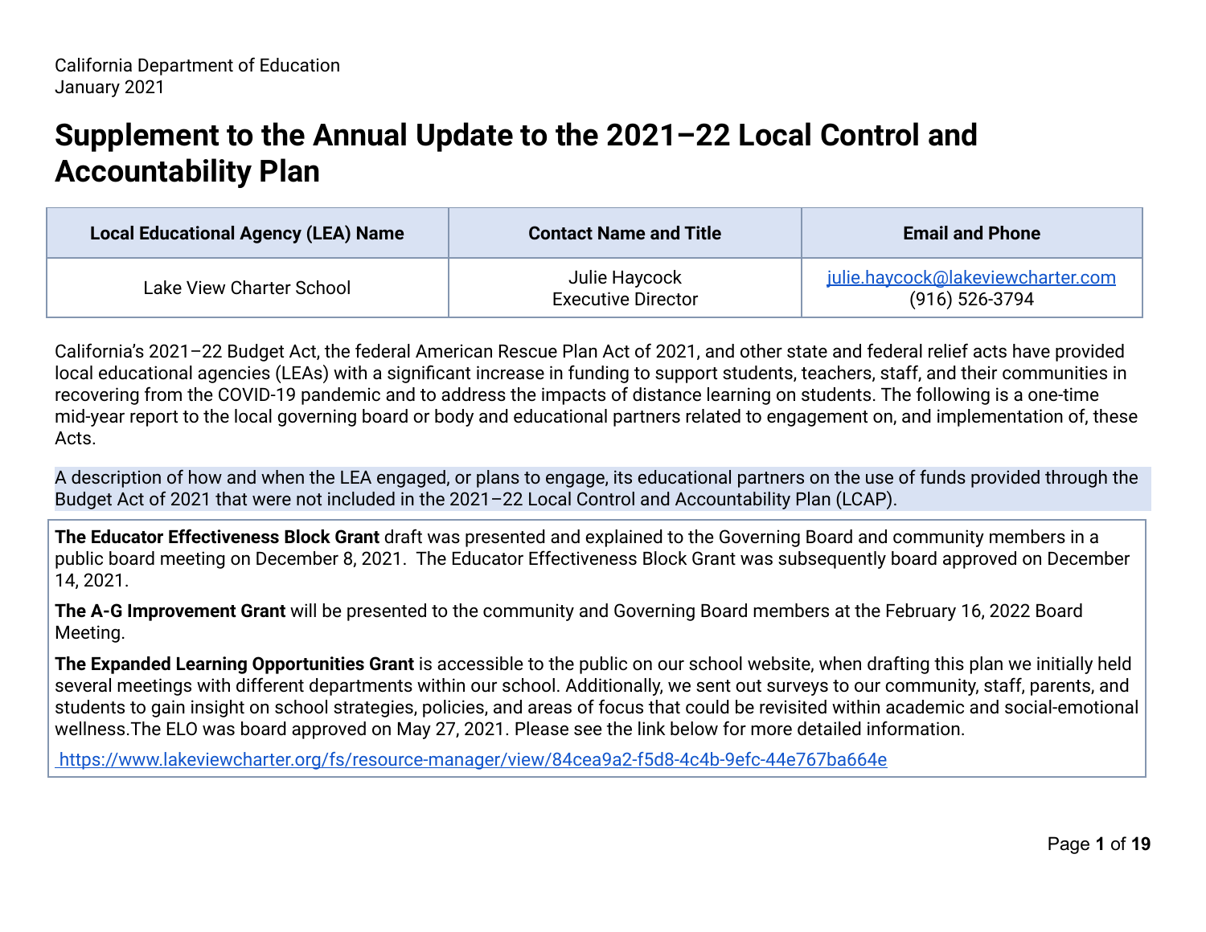California Department of Education
January 2021

# Supplement to the Annual Update to the 2021–22 Local Control and Accountability Plan

| Local Educational Agency (LEA) Name | Contact Name and Title | Email and Phone |
|---|---|---|
| Lake View Charter School | Julie Haycock<br>Executive Director | julie.haycock@lakeviewcharter.com<br>(916) 526-3794 |

California's 2021–22 Budget Act, the federal American Rescue Plan Act of 2021, and other state and federal relief acts have provided local educational agencies (LEAs) with a significant increase in funding to support students, teachers, staff, and their communities in recovering from the COVID-19 pandemic and to address the impacts of distance learning on students. The following is a one-time mid-year report to the local governing board or body and educational partners related to engagement on, and implementation of, these Acts.

A description of how and when the LEA engaged, or plans to engage, its educational partners on the use of funds provided through the Budget Act of 2021 that were not included in the 2021–22 Local Control and Accountability Plan (LCAP).

**The Educator Effectiveness Block Grant** draft was presented and explained to the Governing Board and community members in a public board meeting on December 8, 2021. The Educator Effectiveness Block Grant was subsequently board approved on December 14, 2021.

**The A-G Improvement Grant** will be presented to the community and Governing Board members at the February 16, 2022 Board Meeting.

**The Expanded Learning Opportunities Grant** is accessible to the public on our school website, when drafting this plan we initially held several meetings with different departments within our school. Additionally, we sent out surveys to our community, staff, parents, and students to gain insight on school strategies, policies, and areas of focus that could be revisited within academic and social-emotional wellness.The ELO was board approved on May 27, 2021. Please see the link below for more detailed information.

https://www.lakeviewcharter.org/fs/resource-manager/view/84cea9a2-f5d8-4c4b-9efc-44e767ba664e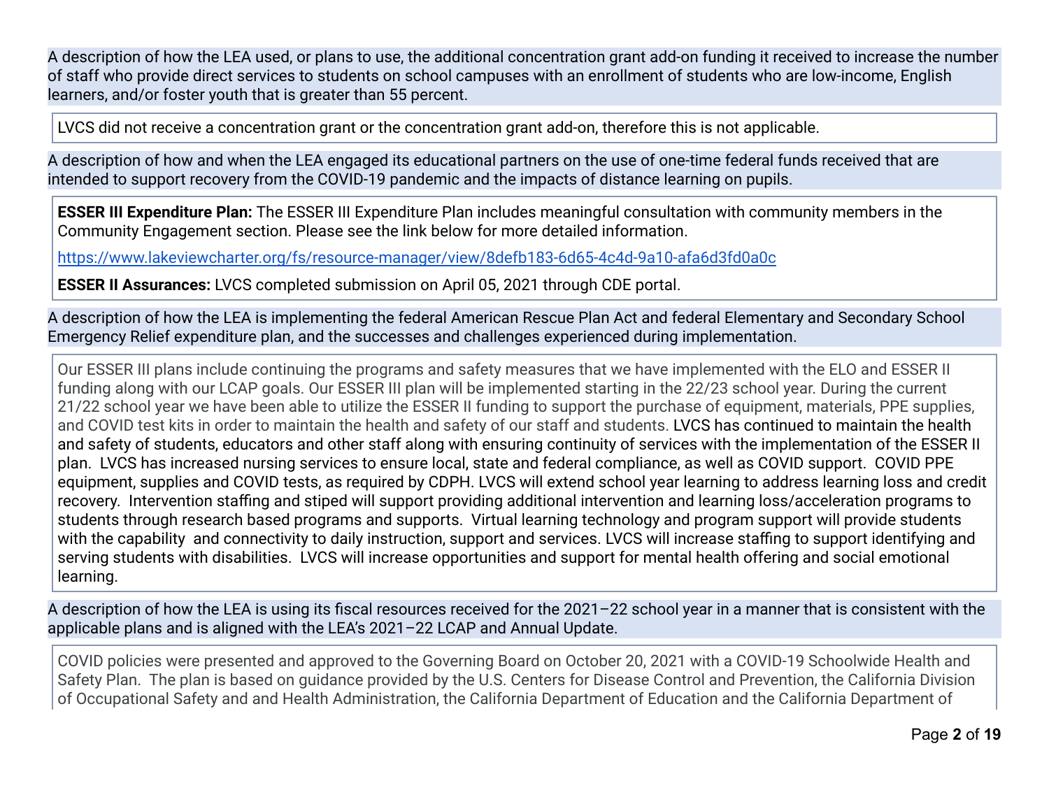A description of how the LEA used, or plans to use, the additional concentration grant add-on funding it received to increase the number of staff who provide direct services to students on school campuses with an enrollment of students who are low-income, English learners, and/or foster youth that is greater than 55 percent.

LVCS did not receive a concentration grant or the concentration grant add-on, therefore this is not applicable.

A description of how and when the LEA engaged its educational partners on the use of one-time federal funds received that are intended to support recovery from the COVID-19 pandemic and the impacts of distance learning on pupils.

**ESSER III Expenditure Plan:** The ESSER III Expenditure Plan includes meaningful consultation with community members in the Community Engagement section. Please see the link below for more detailed information.

https://www.lakeviewcharter.org/fs/resource-manager/view/8defb183-6d65-4c4d-9a10-afa6d3fd0a0c

**ESSER II Assurances:** LVCS completed submission on April 05, 2021 through CDE portal.

A description of how the LEA is implementing the federal American Rescue Plan Act and federal Elementary and Secondary School Emergency Relief expenditure plan, and the successes and challenges experienced during implementation.

Our ESSER III plans include continuing the programs and safety measures that we have implemented with the ELO and ESSER II funding along with our LCAP goals. Our ESSER III plan will be implemented starting in the 22/23 school year. During the current 21/22 school year we have been able to utilize the ESSER II funding to support the purchase of equipment, materials, PPE supplies, and COVID test kits in order to maintain the health and safety of our staff and students. LVCS has continued to maintain the health and safety of students, educators and other staff along with ensuring continuity of services with the implementation of the ESSER II plan. LVCS has increased nursing services to ensure local, state and federal compliance, as well as COVID support. COVID PPE equipment, supplies and COVID tests, as required by CDPH. LVCS will extend school year learning to address learning loss and credit recovery. Intervention staffing and stiped will support providing additional intervention and learning loss/acceleration programs to students through research based programs and supports. Virtual learning technology and program support will provide students with the capability and connectivity to daily instruction, support and services. LVCS will increase staffing to support identifying and serving students with disabilities. LVCS will increase opportunities and support for mental health offering and social emotional learning.

A description of how the LEA is using its fiscal resources received for the 2021–22 school year in a manner that is consistent with the applicable plans and is aligned with the LEA's 2021–22 LCAP and Annual Update.

COVID policies were presented and approved to the Governing Board on October 20, 2021 with a COVID-19 Schoolwide Health and Safety Plan. The plan is based on guidance provided by the U.S. Centers for Disease Control and Prevention, the California Division of Occupational Safety and and Health Administration, the California Department of Education and the California Department of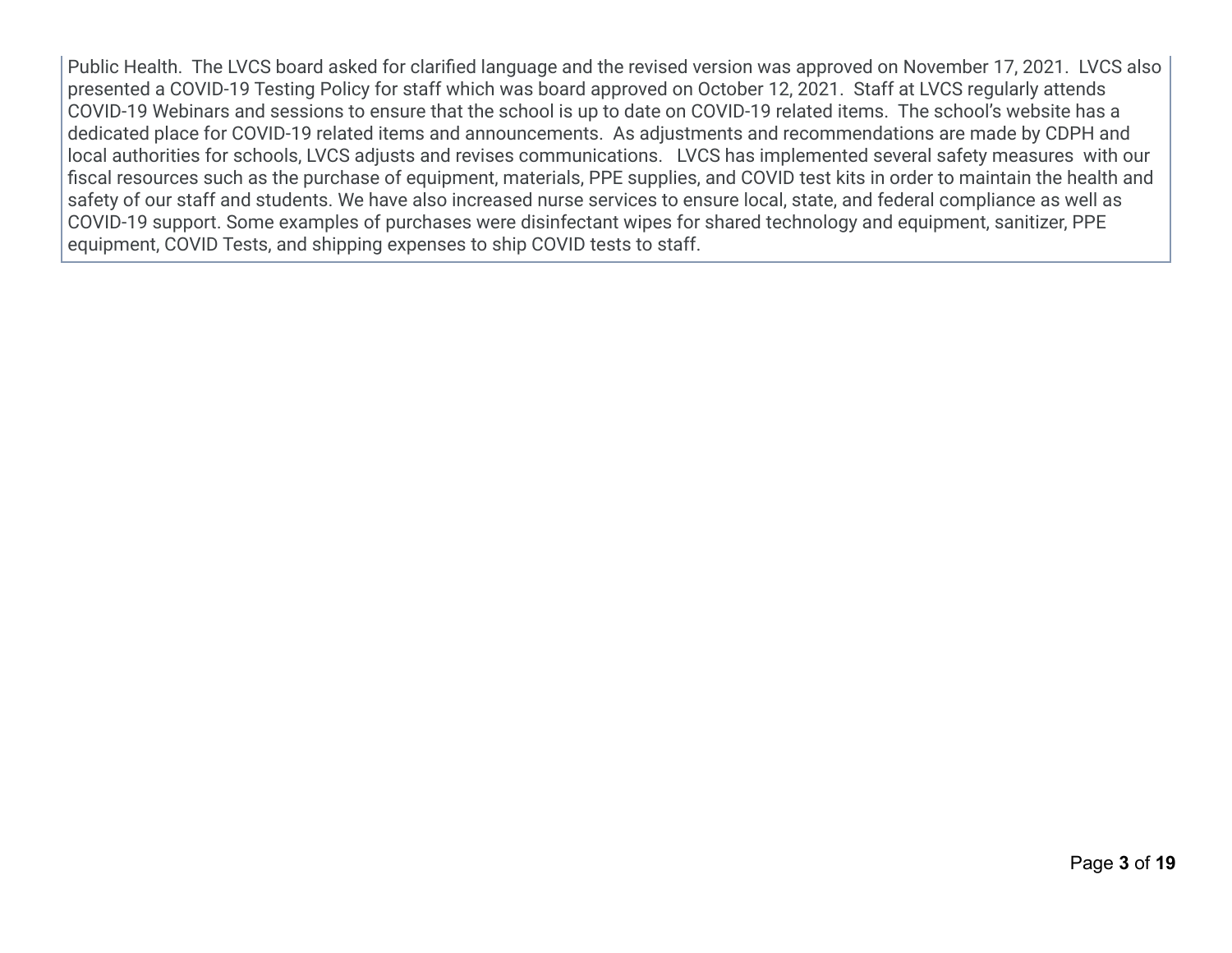Public Health. The LVCS board asked for clarified language and the revised version was approved on November 17, 2021. LVCS also presented a COVID-19 Testing Policy for staff which was board approved on October 12, 2021. Staff at LVCS regularly attends COVID-19 Webinars and sessions to ensure that the school is up to date on COVID-19 related items. The school's website has a dedicated place for COVID-19 related items and announcements. As adjustments and recommendations are made by CDPH and local authorities for schools, LVCS adjusts and revises communications. LVCS has implemented several safety measures with our fiscal resources such as the purchase of equipment, materials, PPE supplies, and COVID test kits in order to maintain the health and safety of our staff and students. We have also increased nurse services to ensure local, state, and federal compliance as well as COVID-19 support. Some examples of purchases were disinfectant wipes for shared technology and equipment, sanitizer, PPE equipment, COVID Tests, and shipping expenses to ship COVID tests to staff.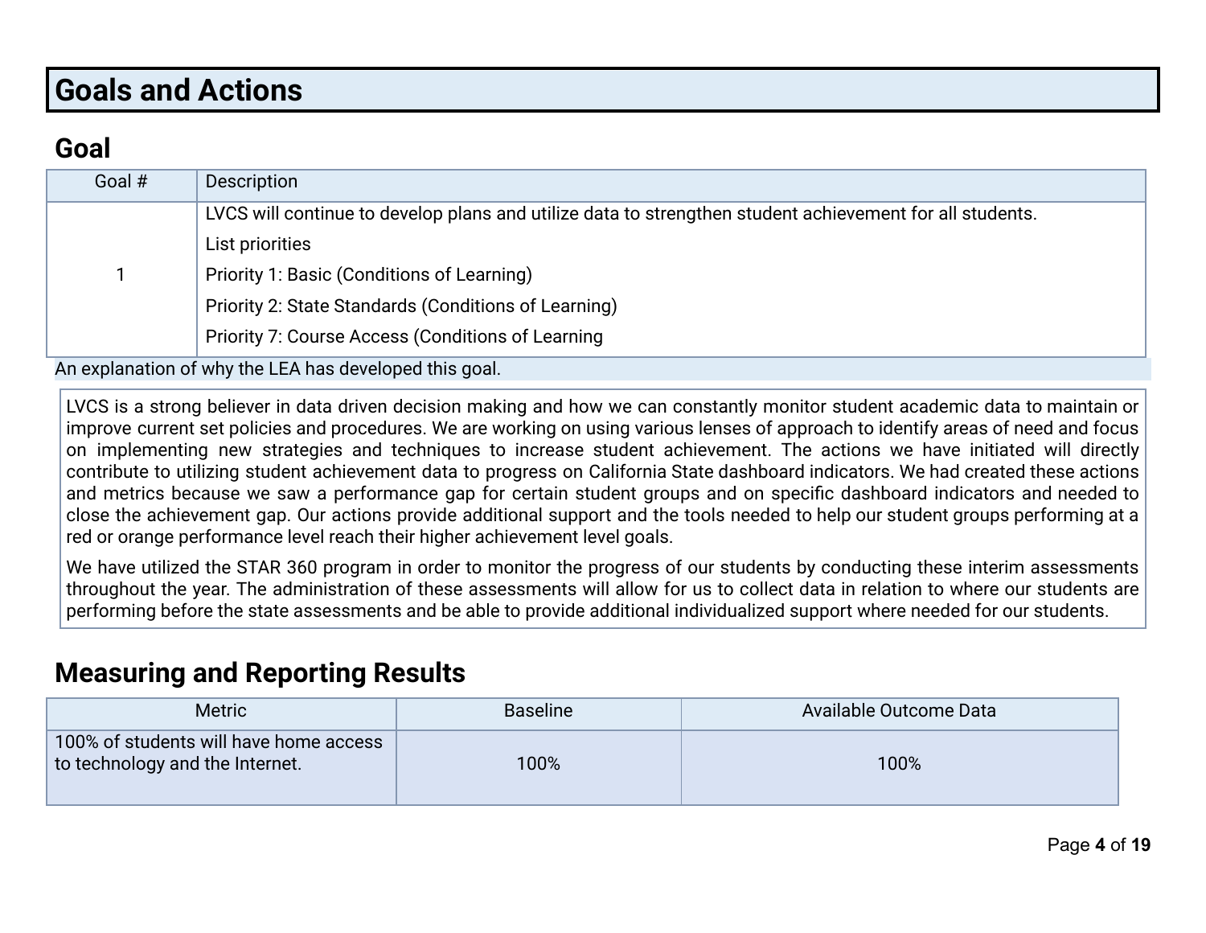# Goals and Actions

## Goal

| Goal # | Description |
|---|---|
| 1 | LVCS will continue to develop plans and utilize data to strengthen student achievement for all students.<br>List priorities<br>Priority 1: Basic (Conditions of Learning)<br>Priority 2: State Standards (Conditions of Learning)<br>Priority 7: Course Access (Conditions of Learning |

An explanation of why the LEA has developed this goal.

LVCS is a strong believer in data driven decision making and how we can constantly monitor student academic data to maintain or improve current set policies and procedures. We are working on using various lenses of approach to identify areas of need and focus on implementing new strategies and techniques to increase student achievement. The actions we have initiated will directly contribute to utilizing student achievement data to progress on California State dashboard indicators. We had created these actions and metrics because we saw a performance gap for certain student groups and on specific dashboard indicators and needed to close the achievement gap. Our actions provide additional support and the tools needed to help our student groups performing at a red or orange performance level reach their higher achievement level goals.

We have utilized the STAR 360 program in order to monitor the progress of our students by conducting these interim assessments throughout the year. The administration of these assessments will allow for us to collect data in relation to where our students are performing before the state assessments and be able to provide additional individualized support where needed for our students.

## Measuring and Reporting Results

| Metric | Baseline | Available Outcome Data |
|---|---|---|
| 100% of students will have home access to technology and the Internet. | 100% | 100% |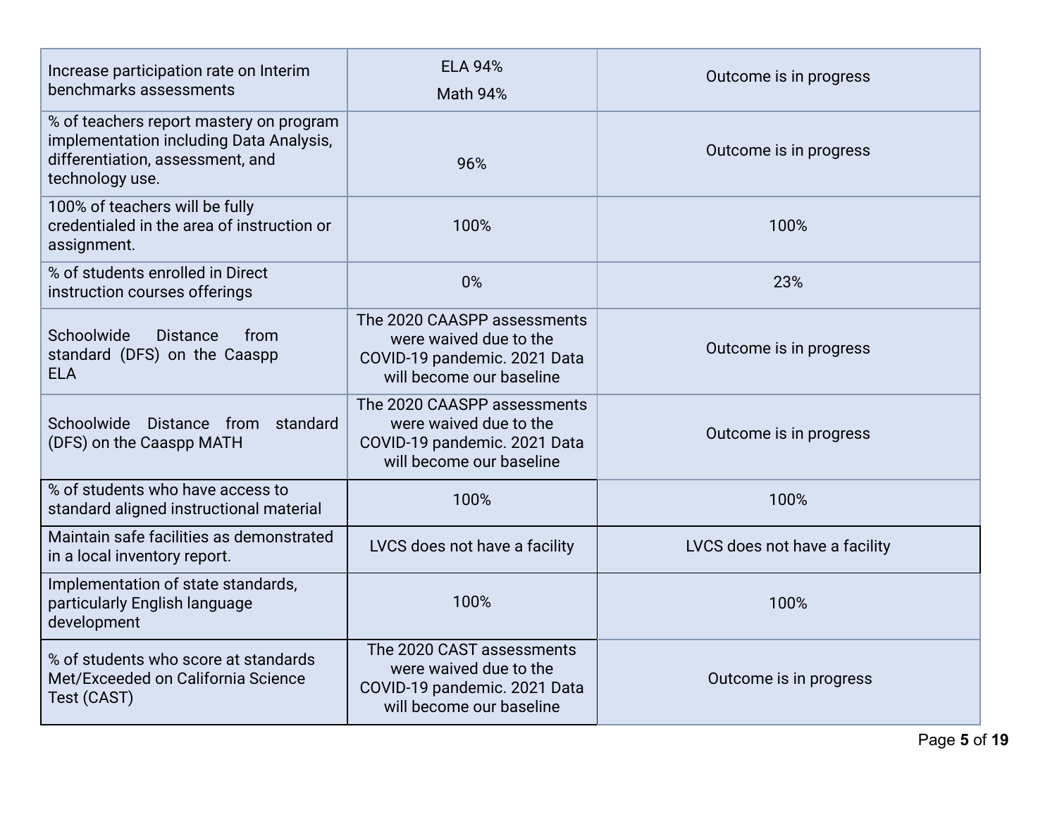| | | |
|---|---|---|
| Increase participation rate on Interim benchmarks assessments | ELA 94%<br>Math 94% | Outcome is in progress |
| % of teachers report mastery on program implementation including Data Analysis, differentiation, assessment, and technology use. | 96% | Outcome is in progress |
| 100% of teachers will be fully credentialed in the area of instruction or assignment. | 100% | 100% |
| % of students enrolled in Direct instruction courses offerings | 0% | 23% |
| Schoolwide Distance from standard (DFS) on the Caaspp ELA | The 2020 CAASPP assessments were waived due to the COVID-19 pandemic. 2021 Data will become our baseline | Outcome is in progress |
| Schoolwide Distance from standard (DFS) on the Caaspp MATH | The 2020 CAASPP assessments were waived due to the COVID-19 pandemic. 2021 Data will become our baseline | Outcome is in progress |
| % of students who have access to standard aligned instructional material | 100% | 100% |
| Maintain safe facilities as demonstrated in a local inventory report. | LVCS does not have a facility | LVCS does not have a facility |
| Implementation of state standards, particularly English language development | 100% | 100% |
| % of students who score at standards Met/Exceeded on California Science Test (CAST) | The 2020 CAST assessments were waived due to the COVID-19 pandemic. 2021 Data will become our baseline | Outcome is in progress |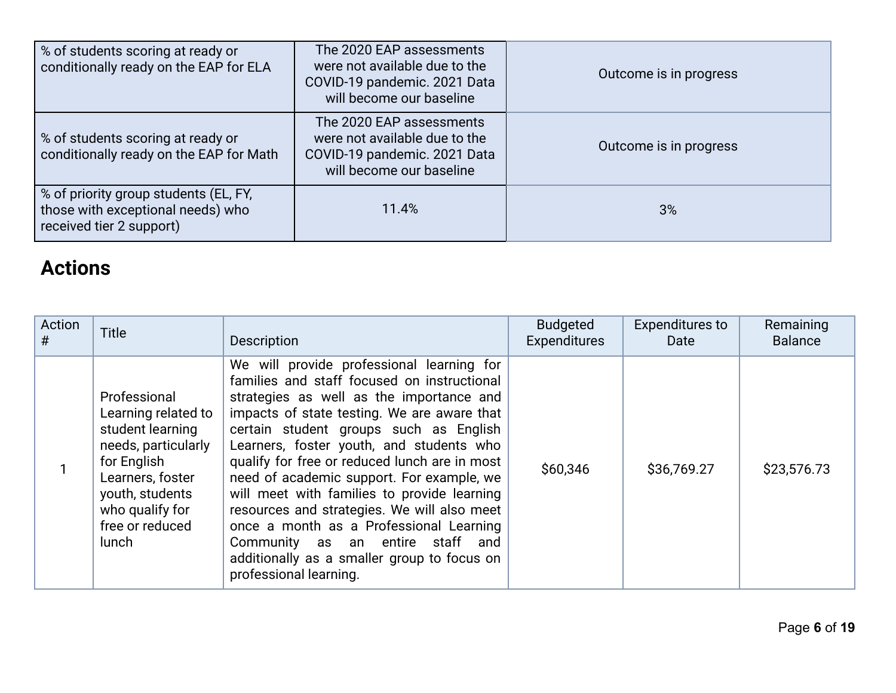| | | |
|---|---|---|
| % of students scoring at ready or conditionally ready on the EAP for ELA | The 2020 EAP assessments were not available due to the COVID-19 pandemic. 2021 Data will become our baseline | Outcome is in progress |
| % of students scoring at ready or conditionally ready on the EAP for Math | The 2020 EAP assessments were not available due to the COVID-19 pandemic. 2021 Data will become our baseline | Outcome is in progress |
| % of priority group students (EL, FY, those with exceptional needs) who received tier 2 support) | 11.4% | 3% |

## Actions

| Action # | Title | Description | Budgeted Expenditures | Expenditures to Date | Remaining Balance |
|---|---|---|---|---|---|
| 1 | Professional Learning related to student learning needs, particularly for English Learners, foster youth, students who qualify for free or reduced lunch | We will provide professional learning for families and staff focused on instructional strategies as well as the importance and impacts of state testing. We are aware that certain student groups such as English Learners, foster youth, and students who qualify for free or reduced lunch are in most need of academic support. For example, we will meet with families to provide learning resources and strategies. We will also meet once a month as a Professional Learning Community as an entire staff and additionally as a smaller group to focus on professional learning. | $60,346 | $36,769.27 | $23,576.73 |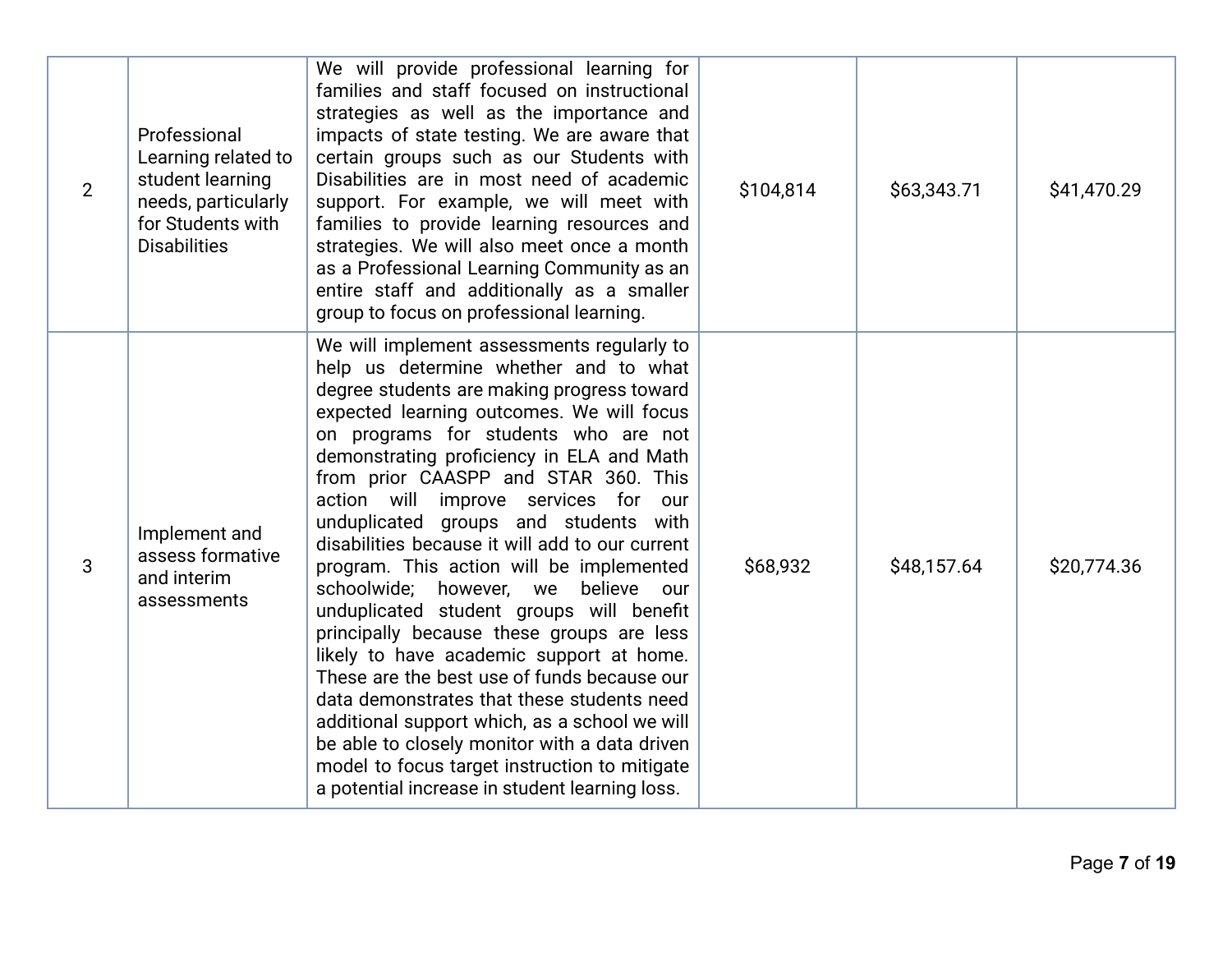| | | | | | |
|---|---|---|---|---|---|
| 2 | Professional Learning related to student learning needs, particularly for Students with Disabilities | We will provide professional learning for families and staff focused on instructional strategies as well as the importance and impacts of state testing. We are aware that certain groups such as our Students with Disabilities are in most need of academic support. For example, we will meet with families to provide learning resources and strategies. We will also meet once a month as a Professional Learning Community as an entire staff and additionally as a smaller group to focus on professional learning. | $104,814 | $63,343.71 | $41,470.29 |
| 3 | Implement and assess formative and interim assessments | We will implement assessments regularly to help us determine whether and to what degree students are making progress toward expected learning outcomes. We will focus on programs for students who are not demonstrating proficiency in ELA and Math from prior CAASPP and STAR 360. This action will improve services for our unduplicated groups and students with disabilities because it will add to our current program. This action will be implemented schoolwide; however, we believe our unduplicated student groups will benefit principally because these groups are less likely to have academic support at home. These are the best use of funds because our data demonstrates that these students need additional support which, as a school we will be able to closely monitor with a data driven model to focus target instruction to mitigate a potential increase in student learning loss. | $68,932 | $48,157.64 | $20,774.36 |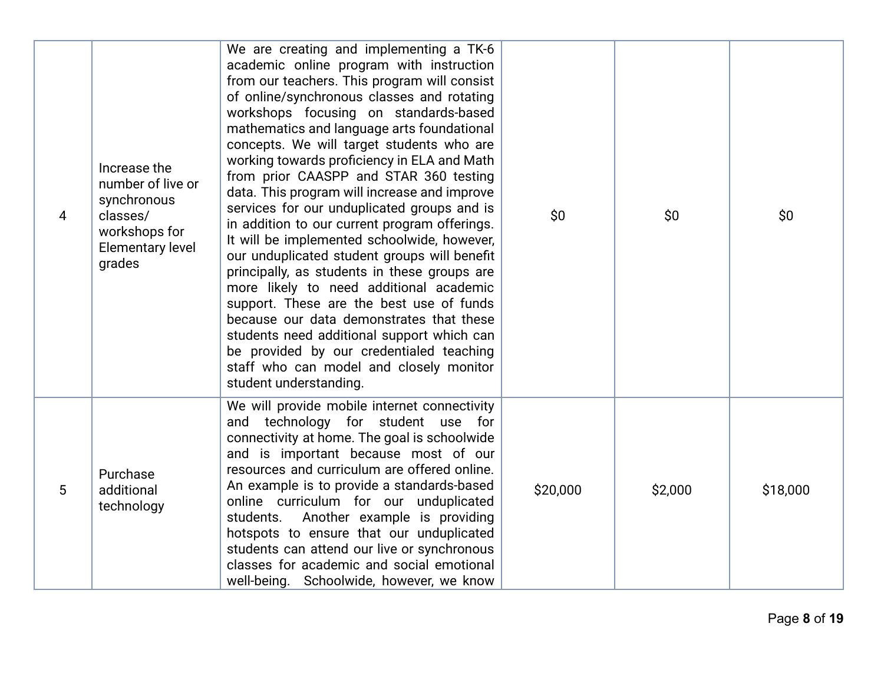| | | | | | |
|---|---|---|---|---|---|
| 4 | Increase the number of live or synchronous classes/ workshops for Elementary level grades | We are creating and implementing a TK-6 academic online program with instruction from our teachers. This program will consist of online/synchronous classes and rotating workshops focusing on standards-based mathematics and language arts foundational concepts. We will target students who are working towards proficiency in ELA and Math from prior CAASPP and STAR 360 testing data. This program will increase and improve services for our unduplicated groups and is in addition to our current program offerings. It will be implemented schoolwide, however, our unduplicated student groups will benefit principally, as students in these groups are more likely to need additional academic support. These are the best use of funds because our data demonstrates that these students need additional support which can be provided by our credentialed teaching staff who can model and closely monitor student understanding. | $0 | $0 | $0 |
| 5 | Purchase additional technology | We will provide mobile internet connectivity and technology for student use for connectivity at home. The goal is schoolwide and is important because most of our resources and curriculum are offered online. An example is to provide a standards-based online curriculum for our unduplicated students. Another example is providing hotspots to ensure that our unduplicated students can attend our live or synchronous classes for academic and social emotional well-being. Schoolwide, however, we know | $20,000 | $2,000 | $18,000 |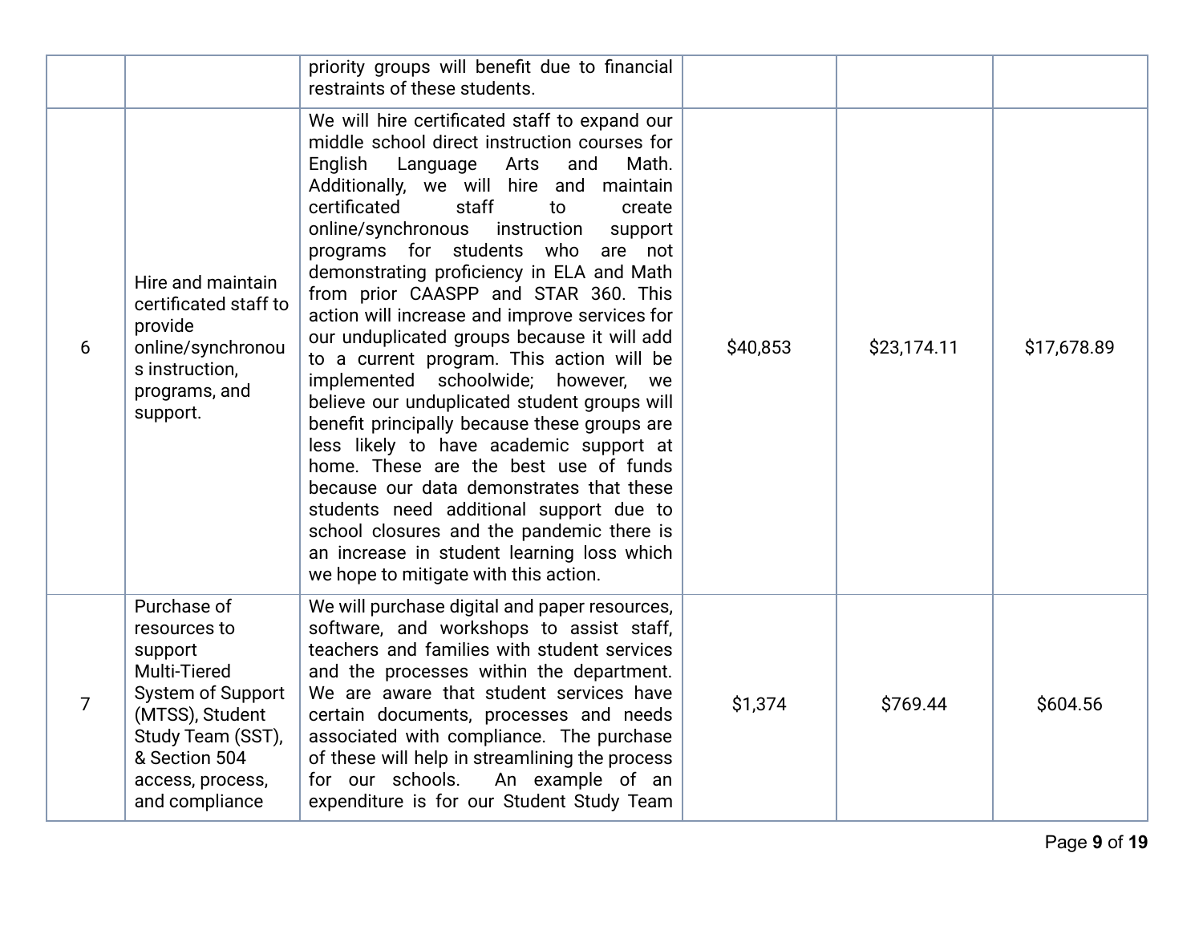| | | | | | |
|---|---|---|---|---|---|
| | | priority groups will benefit due to financial restraints of these students. | | | |
| 6 | Hire and maintain certificated staff to provide online/synchronous instruction, programs, and support. | We will hire certificated staff to expand our middle school direct instruction courses for English Language Arts and Math. Additionally, we will hire and maintain certificated staff to create online/synchronous instruction support programs for students who are not demonstrating proficiency in ELA and Math from prior CAASPP and STAR 360. This action will increase and improve services for our unduplicated groups because it will add to a current program. This action will be implemented schoolwide; however, we believe our unduplicated student groups will benefit principally because these groups are less likely to have academic support at home. These are the best use of funds because our data demonstrates that these students need additional support due to school closures and the pandemic there is an increase in student learning loss which we hope to mitigate with this action. | $40,853 | $23,174.11 | $17,678.89 |
| 7 | Purchase of resources to support Multi-Tiered System of Support (MTSS), Student Study Team (SST), & Section 504 access, process, and compliance | We will purchase digital and paper resources, software, and workshops to assist staff, teachers and families with student services and the processes within the department. We are aware that student services have certain documents, processes and needs associated with compliance. The purchase of these will help in streamlining the process for our schools. An example of an expenditure is for our Student Study Team | $1,374 | $769.44 | $604.56 |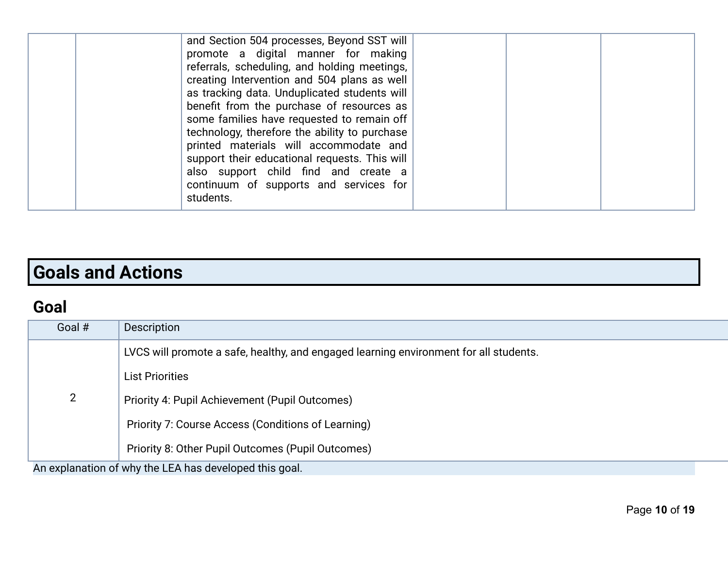| | | and Section 504 processes, Beyond SST will promote a digital manner for making referrals, scheduling, and holding meetings, creating Intervention and 504 plans as well as tracking data. Unduplicated students will benefit from the purchase of resources as some families have requested to remain off technology, therefore the ability to purchase printed materials will accommodate and support their educational requests. This will also support child find and create a continuum of supports and services for students. | | | |
|---|---|---|---|---|---|

# Goals and Actions

## Goal

| Goal # | Description |
|---|---|
| 2 | LVCS will promote a safe, healthy, and engaged learning environment for all students.<br><br>List Priorities<br><br>Priority 4: Pupil Achievement (Pupil Outcomes)<br><br>Priority 7: Course Access (Conditions of Learning)<br><br>Priority 8: Other Pupil Outcomes (Pupil Outcomes) |

An explanation of why the LEA has developed this goal.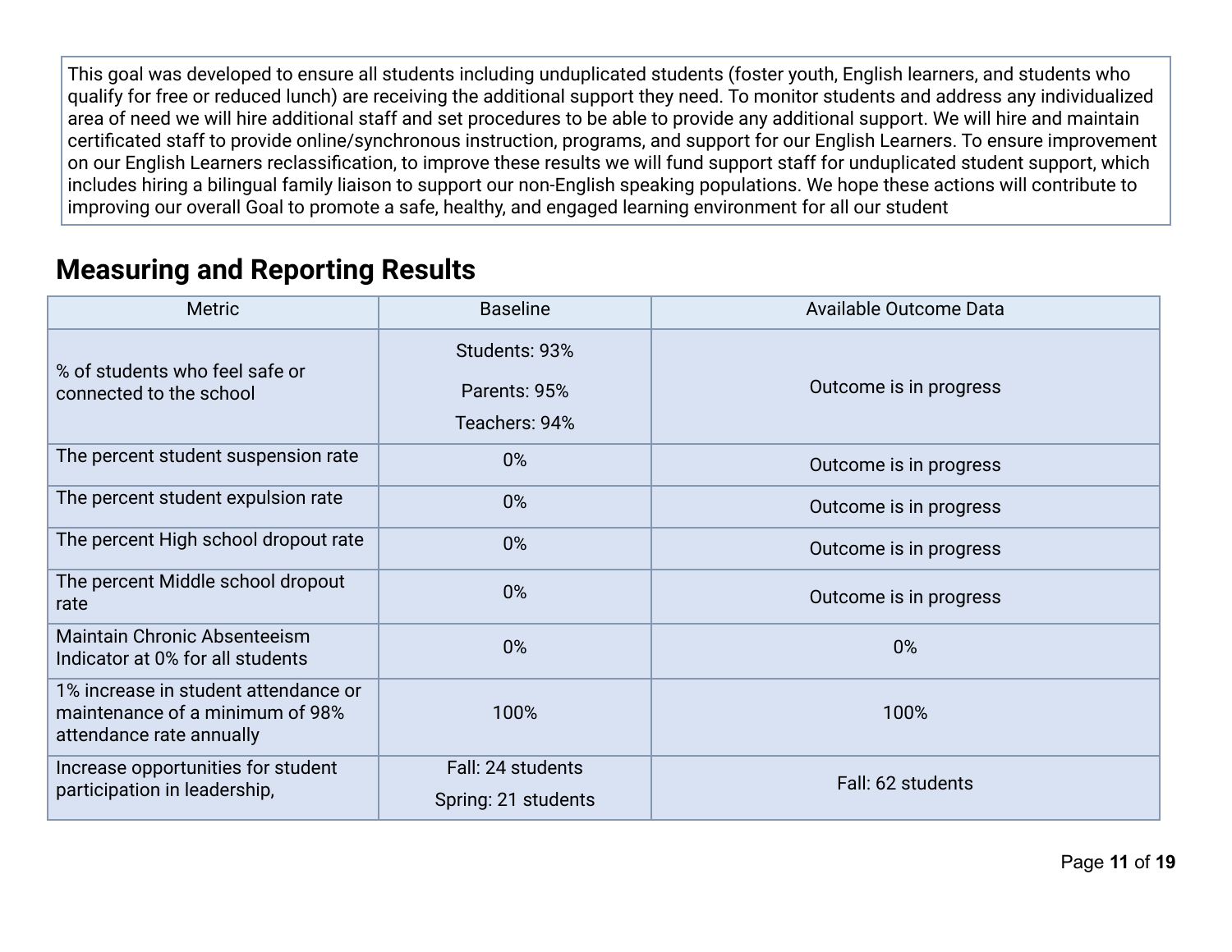This goal was developed to ensure all students including unduplicated students (foster youth, English learners, and students who qualify for free or reduced lunch) are receiving the additional support they need. To monitor students and address any individualized area of need we will hire additional staff and set procedures to be able to provide any additional support. We will hire and maintain certificated staff to provide online/synchronous instruction, programs, and support for our English Learners. To ensure improvement on our English Learners reclassification, to improve these results we will fund support staff for unduplicated student support, which includes hiring a bilingual family liaison to support our non-English speaking populations. We hope these actions will contribute to improving our overall Goal to promote a safe, healthy, and engaged learning environment for all our student

## Measuring and Reporting Results

| Metric | Baseline | Available Outcome Data |
|---|---|---|
| % of students who feel safe or connected to the school | Students: 93%<br>Parents: 95%<br>Teachers: 94% | Outcome is in progress |
| The percent student suspension rate | 0% | Outcome is in progress |
| The percent student expulsion rate | 0% | Outcome is in progress |
| The percent High school dropout rate | 0% | Outcome is in progress |
| The percent Middle school dropout rate | 0% | Outcome is in progress |
| Maintain Chronic Absenteeism Indicator at 0% for all students | 0% | 0% |
| 1% increase in student attendance or maintenance of a minimum of 98% attendance rate annually | 100% | 100% |
| Increase opportunities for student participation in leadership, | Fall: 24 students<br>Spring: 21 students | Fall: 62 students |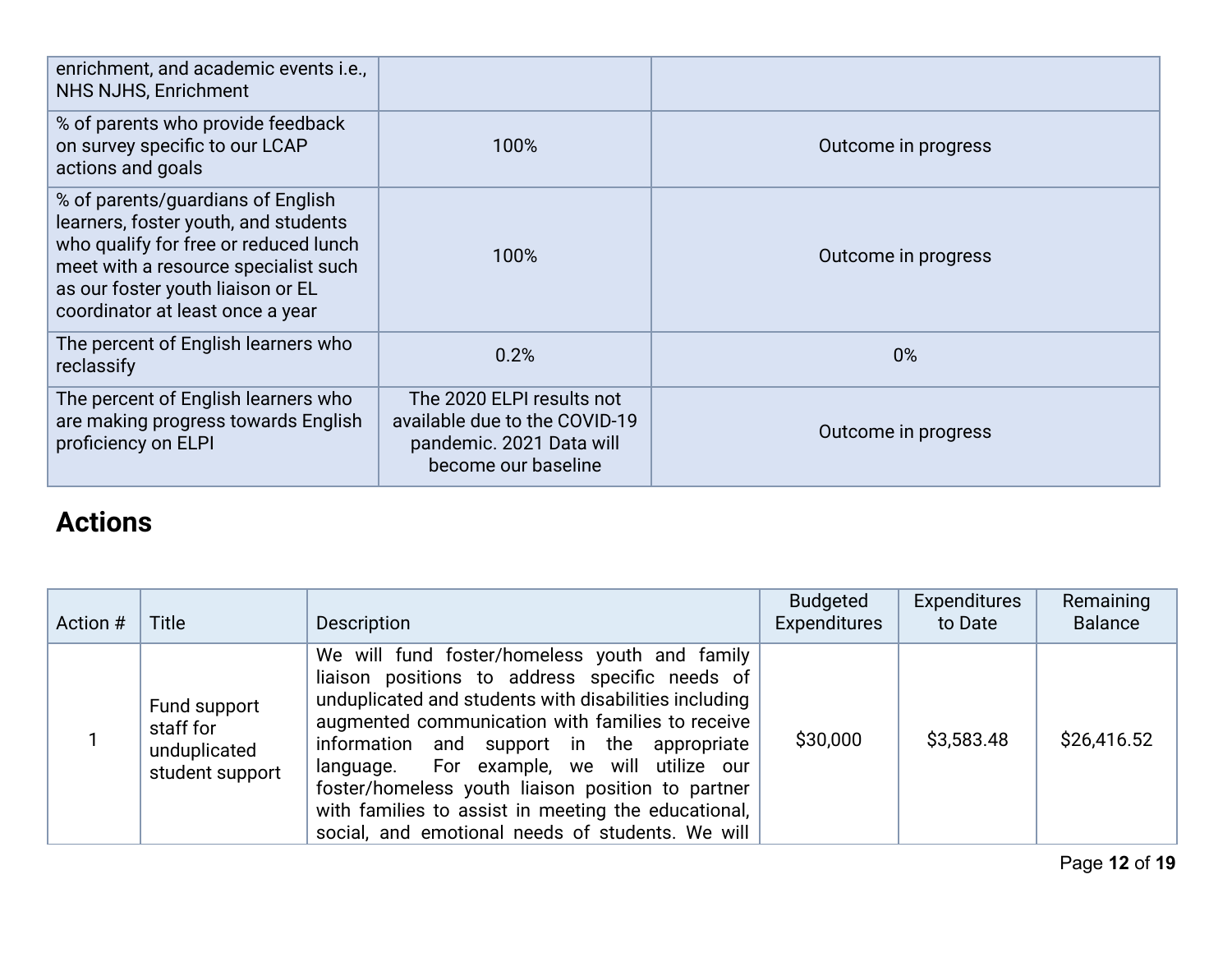| | | |
|---|---|---|
| enrichment, and academic events i.e., NHS NJHS, Enrichment | | |
| % of parents who provide feedback on survey specific to our LCAP actions and goals | 100% | Outcome in progress |
| % of parents/guardians of English learners, foster youth, and students who qualify for free or reduced lunch meet with a resource specialist such as our foster youth liaison or EL coordinator at least once a year | 100% | Outcome in progress |
| The percent of English learners who reclassify | 0.2% | 0% |
| The percent of English learners who are making progress towards English proficiency on ELPI | The 2020 ELPI results not available due to the COVID-19 pandemic. 2021 Data will become our baseline | Outcome in progress |

## Actions

| Action # | Title | Description | Budgeted Expenditures | Expenditures to Date | Remaining Balance |
|---|---|---|---|---|---|
| 1 | Fund support staff for unduplicated student support | We will fund foster/homeless youth and family liaison positions to address specific needs of unduplicated and students with disabilities including augmented communication with families to receive information and support in the appropriate language. For example, we will utilize our foster/homeless youth liaison position to partner with families to assist in meeting the educational, social, and emotional needs of students. We will | $30,000 | $3,583.48 | $26,416.52 |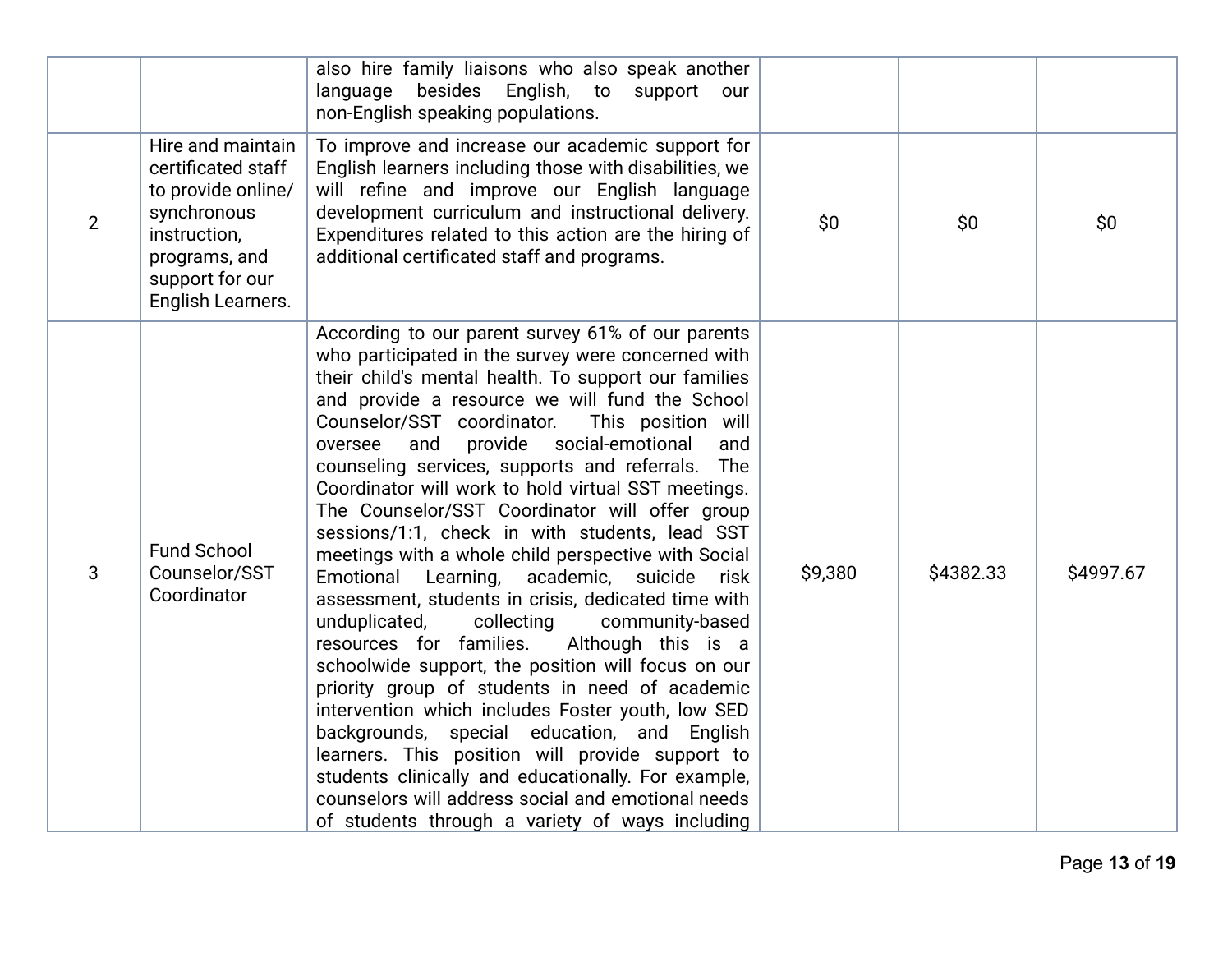| | | | | | |
|---|---|---|---|---|---|
| | | also hire family liaisons who also speak another language besides English, to support our non-English speaking populations. | | | |
| 2 | Hire and maintain certificated staff to provide online/ synchronous instruction, programs, and support for our English Learners. | To improve and increase our academic support for English learners including those with disabilities, we will refine and improve our English language development curriculum and instructional delivery. Expenditures related to this action are the hiring of additional certificated staff and programs. | $0 | $0 | $0 |
| 3 | Fund School Counselor/SST Coordinator | According to our parent survey 61% of our parents who participated in the survey were concerned with their child's mental health. To support our families and provide a resource we will fund the School Counselor/SST coordinator. This position will oversee and provide social-emotional and counseling services, supports and referrals. The Coordinator will work to hold virtual SST meetings. The Counselor/SST Coordinator will offer group sessions/1:1, check in with students, lead SST meetings with a whole child perspective with Social Emotional Learning, academic, suicide risk assessment, students in crisis, dedicated time with unduplicated, collecting community-based resources for families. Although this is a schoolwide support, the position will focus on our priority group of students in need of academic intervention which includes Foster youth, low SED backgrounds, special education, and English learners. This position will provide support to students clinically and educationally. For example, counselors will address social and emotional needs of students through a variety of ways including | $9,380 | $4382.33 | $4997.67 |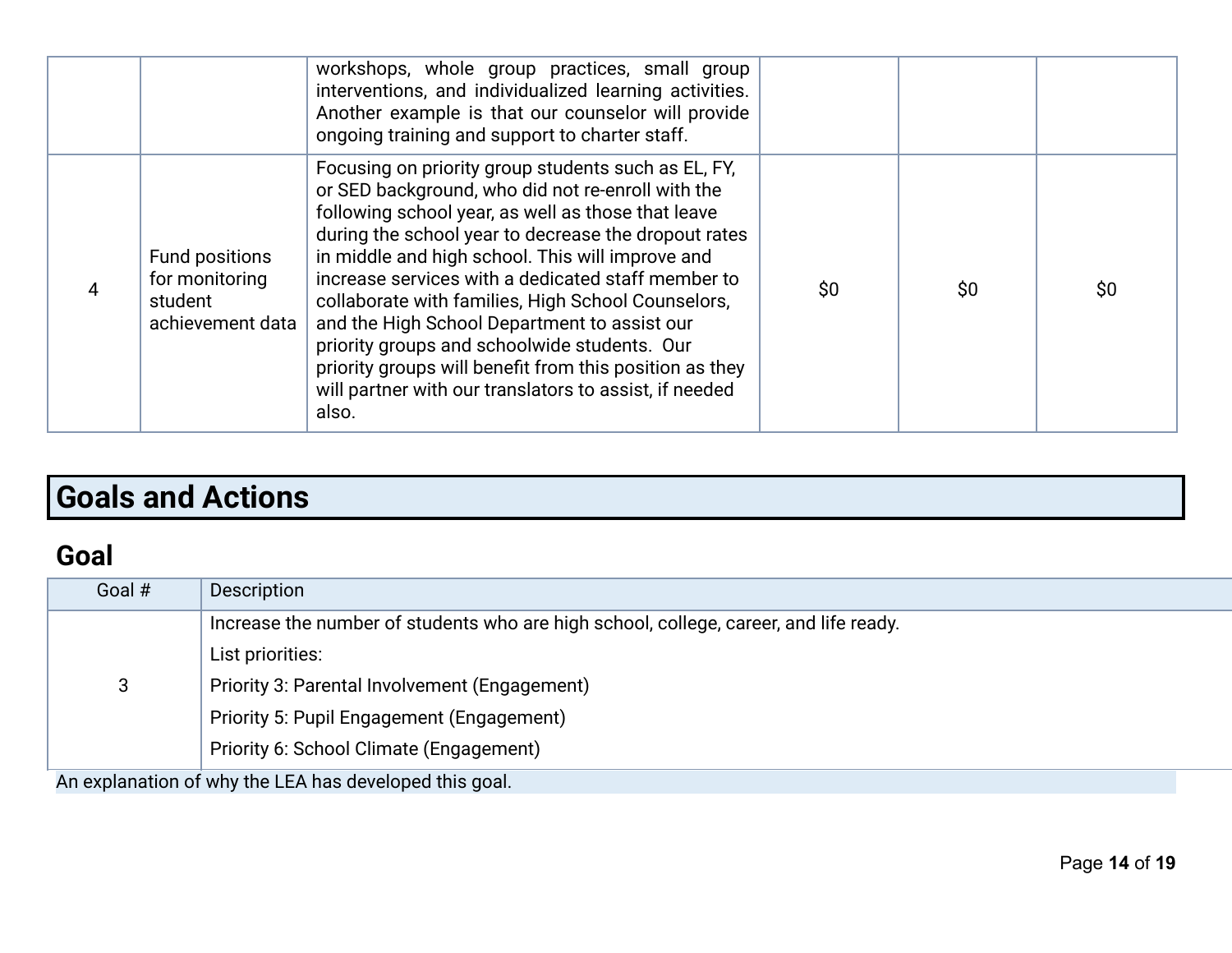| | | | | | |
|---|---|---|---|---|---|
| | | workshops, whole group practices, small group interventions, and individualized learning activities. Another example is that our counselor will provide ongoing training and support to charter staff. | | | |
| 4 | Fund positions for monitoring student achievement data | Focusing on priority group students such as EL, FY, or SED background, who did not re-enroll with the following school year, as well as those that leave during the school year to decrease the dropout rates in middle and high school. This will improve and increase services with a dedicated staff member to collaborate with families, High School Counselors, and the High School Department to assist our priority groups and schoolwide students. Our priority groups will benefit from this position as they will partner with our translators to assist, if needed also. | $0 | $0 | $0 |

# Goals and Actions

## Goal

| Goal # | Description |
|---|---|
| 3 | Increase the number of students who are high school, college, career, and life ready.<br>List priorities:<br>Priority 3: Parental Involvement (Engagement)<br>Priority 5: Pupil Engagement (Engagement)<br>Priority 6: School Climate (Engagement) |

An explanation of why the LEA has developed this goal.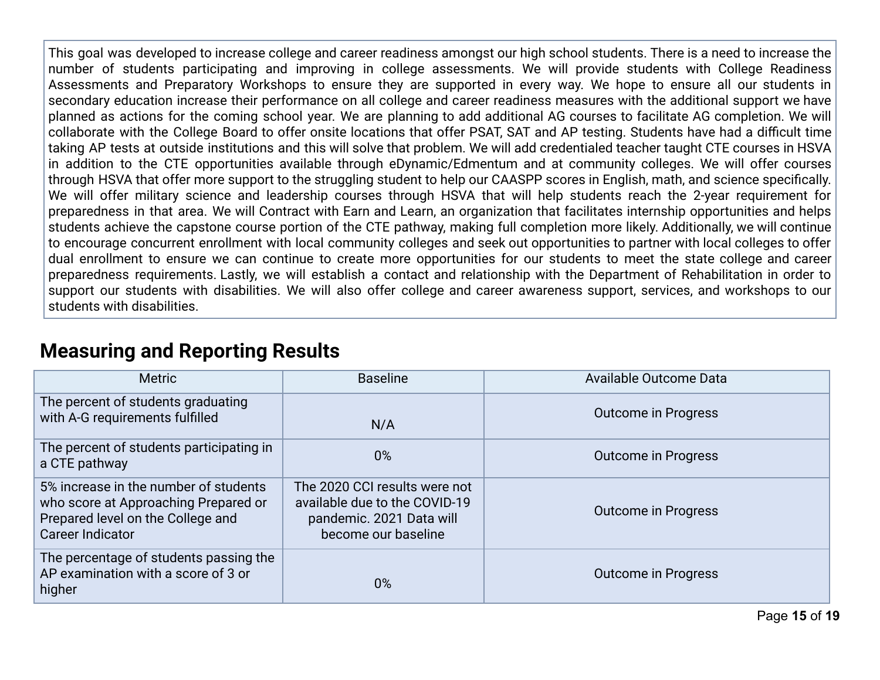This goal was developed to increase college and career readiness amongst our high school students. There is a need to increase the number of students participating and improving in college assessments. We will provide students with College Readiness Assessments and Preparatory Workshops to ensure they are supported in every way. We hope to ensure all our students in secondary education increase their performance on all college and career readiness measures with the additional support we have planned as actions for the coming school year. We are planning to add additional AG courses to facilitate AG completion. We will collaborate with the College Board to offer onsite locations that offer PSAT, SAT and AP testing. Students have had a difficult time taking AP tests at outside institutions and this will solve that problem. We will add credentialed teacher taught CTE courses in HSVA in addition to the CTE opportunities available through eDynamic/Edmentum and at community colleges. We will offer courses through HSVA that offer more support to the struggling student to help our CAASPP scores in English, math, and science specifically. We will offer military science and leadership courses through HSVA that will help students reach the 2-year requirement for preparedness in that area. We will Contract with Earn and Learn, an organization that facilitates internship opportunities and helps students achieve the capstone course portion of the CTE pathway, making full completion more likely. Additionally, we will continue to encourage concurrent enrollment with local community colleges and seek out opportunities to partner with local colleges to offer dual enrollment to ensure we can continue to create more opportunities for our students to meet the state college and career preparedness requirements. Lastly, we will establish a contact and relationship with the Department of Rehabilitation in order to support our students with disabilities. We will also offer college and career awareness support, services, and workshops to our students with disabilities.

## Measuring and Reporting Results

| Metric | Baseline | Available Outcome Data |
|---|---|---|
| The percent of students graduating with A-G requirements fulfilled | N/A | Outcome in Progress |
| The percent of students participating in a CTE pathway | 0% | Outcome in Progress |
| 5% increase in the number of students who score at Approaching Prepared or Prepared level on the College and Career Indicator | The 2020 CCI results were not available due to the COVID-19 pandemic. 2021 Data will become our baseline | Outcome in Progress |
| The percentage of students passing the AP examination with a score of 3 or higher | 0% | Outcome in Progress |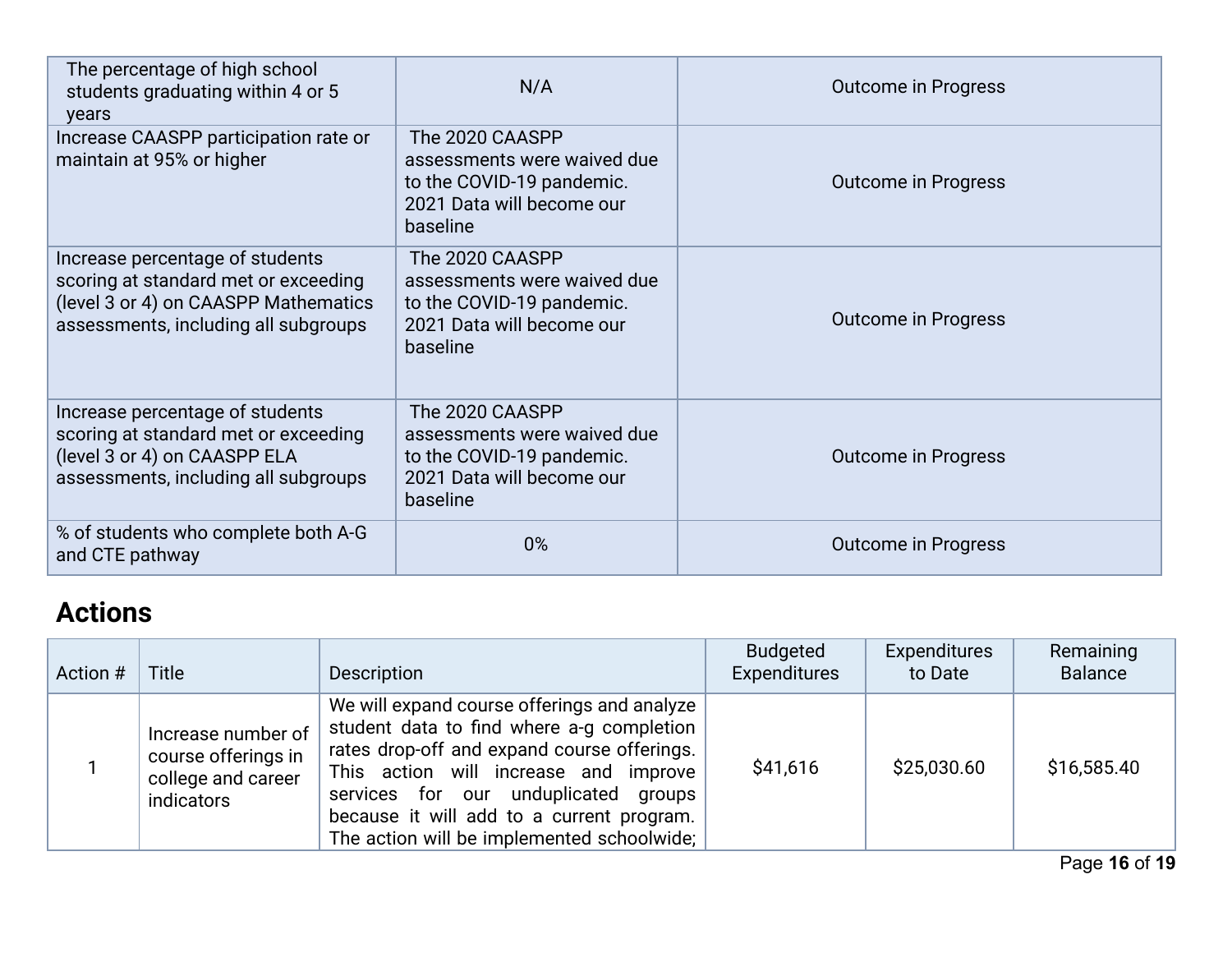| | | |
|---|---|---|
| The percentage of high school students graduating within 4 or 5 years | N/A | Outcome in Progress |
| Increase CAASPP participation rate or maintain at 95% or higher | The 2020 CAASPP assessments were waived due to the COVID-19 pandemic. 2021 Data will become our baseline | Outcome in Progress |
| Increase percentage of students scoring at standard met or exceeding (level 3 or 4) on CAASPP Mathematics assessments, including all subgroups | The 2020 CAASPP assessments were waived due to the COVID-19 pandemic. 2021 Data will become our baseline | Outcome in Progress |
| Increase percentage of students scoring at standard met or exceeding (level 3 or 4) on CAASPP ELA assessments, including all subgroups | The 2020 CAASPP assessments were waived due to the COVID-19 pandemic. 2021 Data will become our baseline | Outcome in Progress |
| % of students who complete both A-G and CTE pathway | 0% | Outcome in Progress |

## Actions

| Action # | Title | Description | Budgeted Expenditures | Expenditures to Date | Remaining Balance |
|---|---|---|---|---|---|
| 1 | Increase number of course offerings in college and career indicators | We will expand course offerings and analyze student data to find where a-g completion rates drop-off and expand course offerings. This action will increase and improve services for our unduplicated groups because it will add to a current program. The action will be implemented schoolwide; | $41,616 | $25,030.60 | $16,585.40 |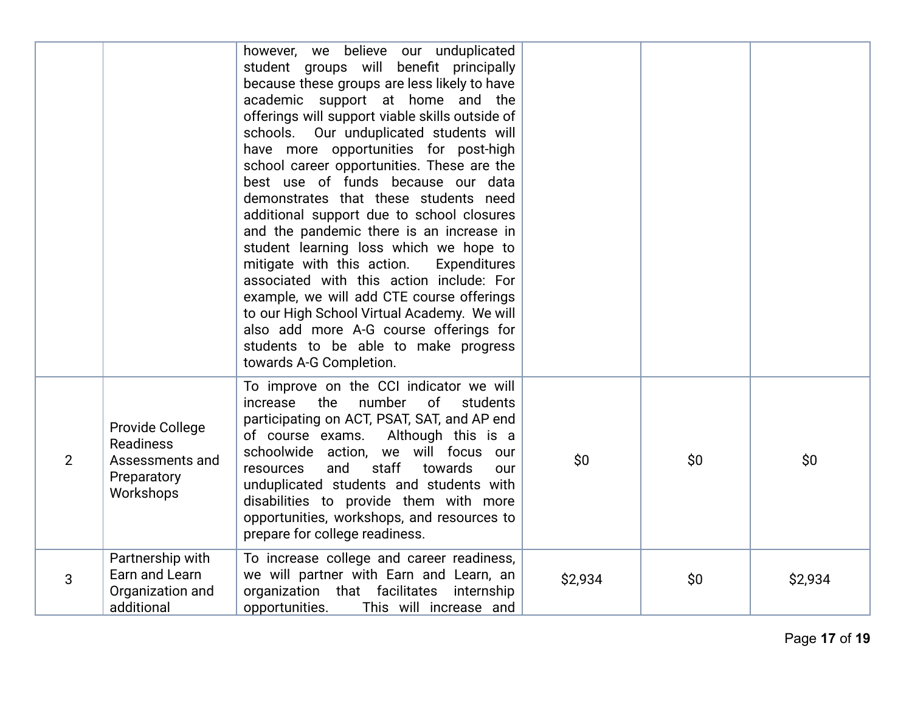| | | | | | |
|---|---|---|---|---|---|
| | | however, we believe our unduplicated student groups will benefit principally because these groups are less likely to have academic support at home and the offerings will support viable skills outside of schools. Our unduplicated students will have more opportunities for post-high school career opportunities. These are the best use of funds because our data demonstrates that these students need additional support due to school closures and the pandemic there is an increase in student learning loss which we hope to mitigate with this action. Expenditures associated with this action include: For example, we will add CTE course offerings to our High School Virtual Academy. We will also add more A-G course offerings for students to be able to make progress towards A-G Completion. | | | |
| 2 | Provide College Readiness Assessments and Preparatory Workshops | To improve on the CCI indicator we will increase the number of students participating on ACT, PSAT, SAT, and AP end of course exams. Although this is a schoolwide action, we will focus our resources and staff towards our unduplicated students and students with disabilities to provide them with more opportunities, workshops, and resources to prepare for college readiness. | $0 | $0 | $0 |
| 3 | Partnership with Earn and Learn Organization and additional | To increase college and career readiness, we will partner with Earn and Learn, an organization that facilitates internship opportunities. This will increase and | $2,934 | $0 | $2,934 |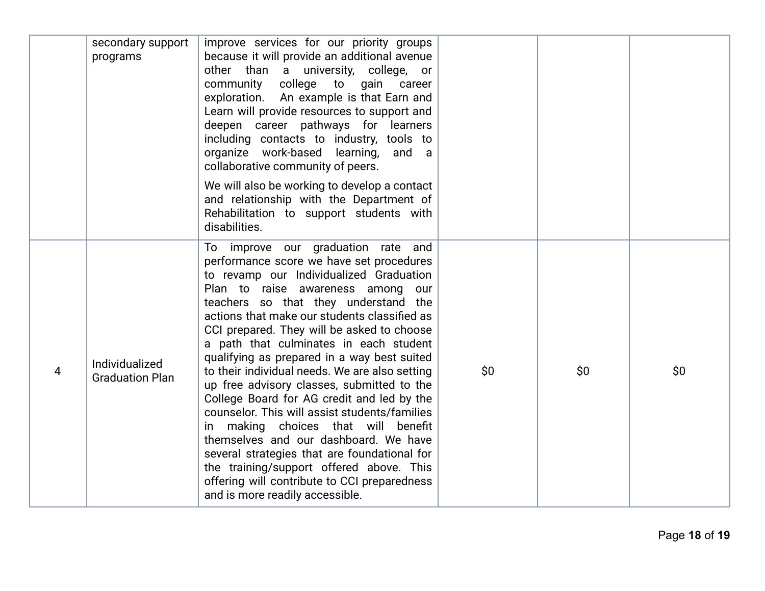| | | | | | |
|---|---|---|---|---|---|
| | secondary support programs | improve services for our priority groups because it will provide an additional avenue other than a university, college, or community college to gain career exploration. An example is that Earn and Learn will provide resources to support and deepen career pathways for learners including contacts to industry, tools to organize work-based learning, and a collaborative community of peers.<br><br>We will also be working to develop a contact and relationship with the Department of Rehabilitation to support students with disabilities. | | | |
| 4 | Individualized Graduation Plan | To improve our graduation rate and performance score we have set procedures to revamp our Individualized Graduation Plan to raise awareness among our teachers so that they understand the actions that make our students classified as CCI prepared. They will be asked to choose a path that culminates in each student qualifying as prepared in a way best suited to their individual needs. We are also setting up free advisory classes, submitted to the College Board for AG credit and led by the counselor. This will assist students/families in making choices that will benefit themselves and our dashboard. We have several strategies that are foundational for the training/support offered above. This offering will contribute to CCI preparedness and is more readily accessible. | $0 | $0 | $0 |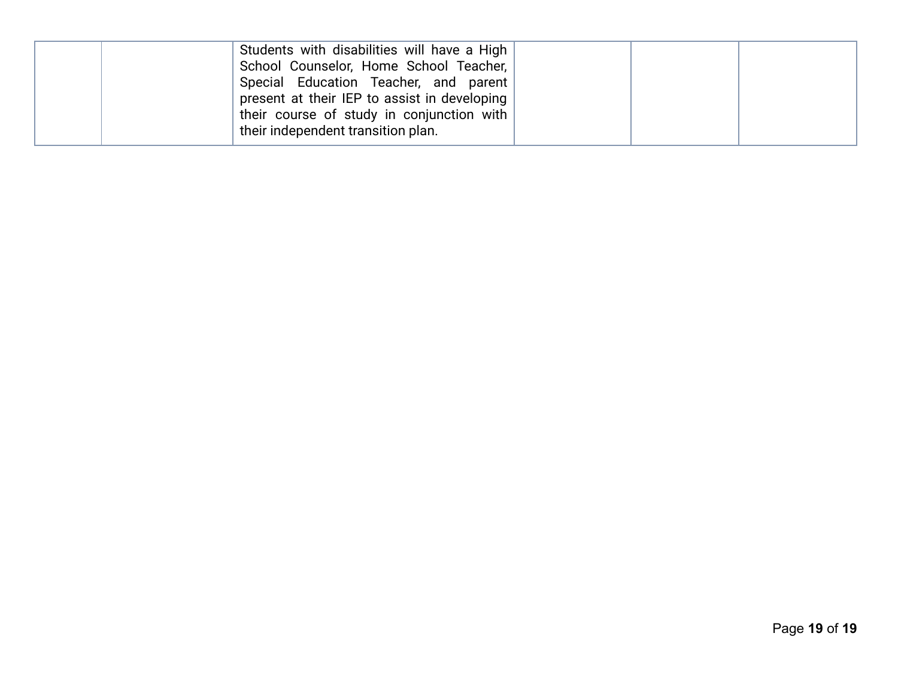| | | | | | |
|---|---|---|---|---|---|
| | | Students with disabilities will have a High School Counselor, Home School Teacher, Special Education Teacher, and parent present at their IEP to assist in developing their course of study in conjunction with their independent transition plan. | | | |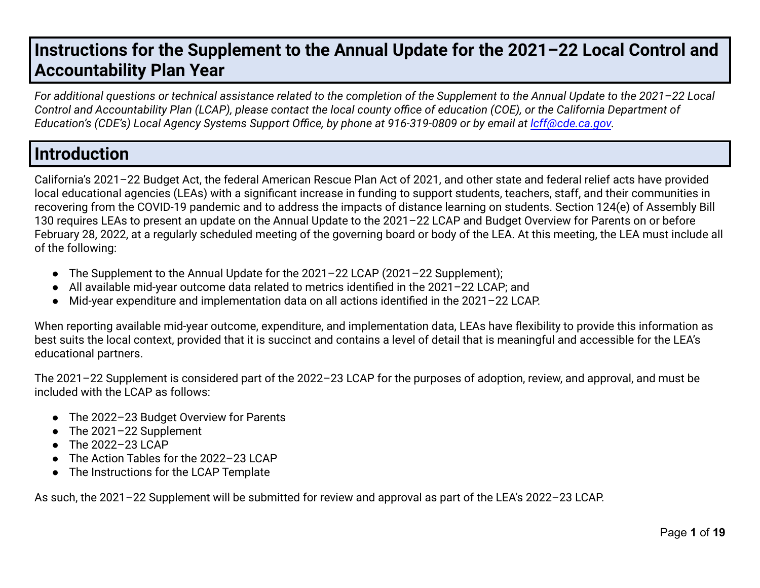# Instructions for the Supplement to the Annual Update for the 2021–22 Local Control and Accountability Plan Year

*For additional questions or technical assistance related to the completion of the Supplement to the Annual Update to the 2021–22 Local Control and Accountability Plan (LCAP), please contact the local county office of education (COE), or the California Department of Education's (CDE's) Local Agency Systems Support Office, by phone at 916-319-0809 or by email at [lcff@cde.ca.gov](mailto:lcff@cde.ca.gov).*

# Introduction

California's 2021–22 Budget Act, the federal American Rescue Plan Act of 2021, and other state and federal relief acts have provided local educational agencies (LEAs) with a significant increase in funding to support students, teachers, staff, and their communities in recovering from the COVID-19 pandemic and to address the impacts of distance learning on students. Section 124(e) of Assembly Bill 130 requires LEAs to present an update on the Annual Update to the 2021–22 LCAP and Budget Overview for Parents on or before February 28, 2022, at a regularly scheduled meeting of the governing board or body of the LEA. At this meeting, the LEA must include all of the following:

- The Supplement to the Annual Update for the 2021–22 LCAP (2021–22 Supplement);
- All available mid-year outcome data related to metrics identified in the 2021–22 LCAP; and
- Mid-year expenditure and implementation data on all actions identified in the 2021–22 LCAP.

When reporting available mid-year outcome, expenditure, and implementation data, LEAs have flexibility to provide this information as best suits the local context, provided that it is succinct and contains a level of detail that is meaningful and accessible for the LEA's educational partners.

The 2021–22 Supplement is considered part of the 2022–23 LCAP for the purposes of adoption, review, and approval, and must be included with the LCAP as follows:

- The 2022–23 Budget Overview for Parents
- The 2021–22 Supplement
- The 2022–23 LCAP
- The Action Tables for the 2022–23 LCAP
- The Instructions for the LCAP Template

As such, the 2021–22 Supplement will be submitted for review and approval as part of the LEA's 2022–23 LCAP.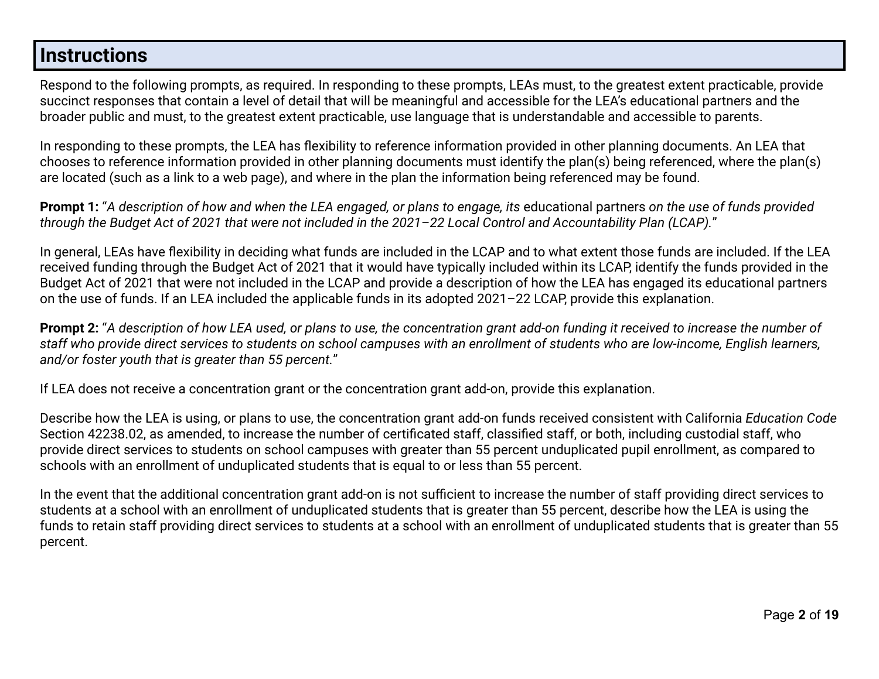## Instructions

Respond to the following prompts, as required. In responding to these prompts, LEAs must, to the greatest extent practicable, provide succinct responses that contain a level of detail that will be meaningful and accessible for the LEA's educational partners and the broader public and must, to the greatest extent practicable, use language that is understandable and accessible to parents.

In responding to these prompts, the LEA has flexibility to reference information provided in other planning documents. An LEA that chooses to reference information provided in other planning documents must identify the plan(s) being referenced, where the plan(s) are located (such as a link to a web page), and where in the plan the information being referenced may be found.

**Prompt 1:** "*A description of how and when the LEA engaged, or plans to engage, its* educational partners *on the use of funds provided through the Budget Act of 2021 that were not included in the 2021–22 Local Control and Accountability Plan (LCAP).*"

In general, LEAs have flexibility in deciding what funds are included in the LCAP and to what extent those funds are included. If the LEA received funding through the Budget Act of 2021 that it would have typically included within its LCAP, identify the funds provided in the Budget Act of 2021 that were not included in the LCAP and provide a description of how the LEA has engaged its educational partners on the use of funds. If an LEA included the applicable funds in its adopted 2021–22 LCAP, provide this explanation.

**Prompt 2:** "*A description of how LEA used, or plans to use, the concentration grant add-on funding it received to increase the number of staff who provide direct services to students on school campuses with an enrollment of students who are low-income, English learners, and/or foster youth that is greater than 55 percent.*"

If LEA does not receive a concentration grant or the concentration grant add-on, provide this explanation.

Describe how the LEA is using, or plans to use, the concentration grant add-on funds received consistent with California *Education Code* Section 42238.02, as amended, to increase the number of certificated staff, classified staff, or both, including custodial staff, who provide direct services to students on school campuses with greater than 55 percent unduplicated pupil enrollment, as compared to schools with an enrollment of unduplicated students that is equal to or less than 55 percent.

In the event that the additional concentration grant add-on is not sufficient to increase the number of staff providing direct services to students at a school with an enrollment of unduplicated students that is greater than 55 percent, describe how the LEA is using the funds to retain staff providing direct services to students at a school with an enrollment of unduplicated students that is greater than 55 percent.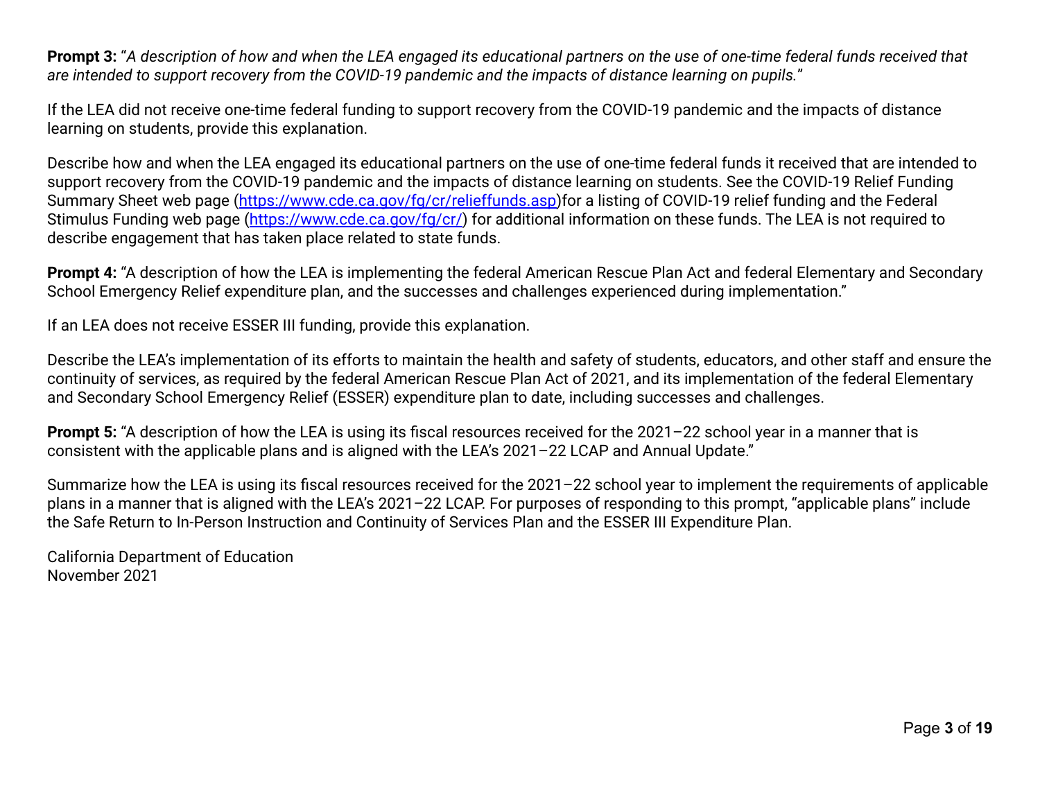**Prompt 3:** "*A description of how and when the LEA engaged its educational partners on the use of one-time federal funds received that are intended to support recovery from the COVID-19 pandemic and the impacts of distance learning on pupils.*"

If the LEA did not receive one-time federal funding to support recovery from the COVID-19 pandemic and the impacts of distance learning on students, provide this explanation.

Describe how and when the LEA engaged its educational partners on the use of one-time federal funds it received that are intended to support recovery from the COVID-19 pandemic and the impacts of distance learning on students. See the COVID-19 Relief Funding Summary Sheet web page (https://www.cde.ca.gov/fg/cr/relieffunds.asp)for a listing of COVID-19 relief funding and the Federal Stimulus Funding web page (https://www.cde.ca.gov/fg/cr/) for additional information on these funds. The LEA is not required to describe engagement that has taken place related to state funds.

**Prompt 4:** "A description of how the LEA is implementing the federal American Rescue Plan Act and federal Elementary and Secondary School Emergency Relief expenditure plan, and the successes and challenges experienced during implementation."

If an LEA does not receive ESSER III funding, provide this explanation.

Describe the LEA's implementation of its efforts to maintain the health and safety of students, educators, and other staff and ensure the continuity of services, as required by the federal American Rescue Plan Act of 2021, and its implementation of the federal Elementary and Secondary School Emergency Relief (ESSER) expenditure plan to date, including successes and challenges.

**Prompt 5:** "A description of how the LEA is using its fiscal resources received for the 2021–22 school year in a manner that is consistent with the applicable plans and is aligned with the LEA's 2021–22 LCAP and Annual Update."

Summarize how the LEA is using its fiscal resources received for the 2021–22 school year to implement the requirements of applicable plans in a manner that is aligned with the LEA's 2021–22 LCAP. For purposes of responding to this prompt, "applicable plans" include the Safe Return to In-Person Instruction and Continuity of Services Plan and the ESSER III Expenditure Plan.

California Department of Education
November 2021